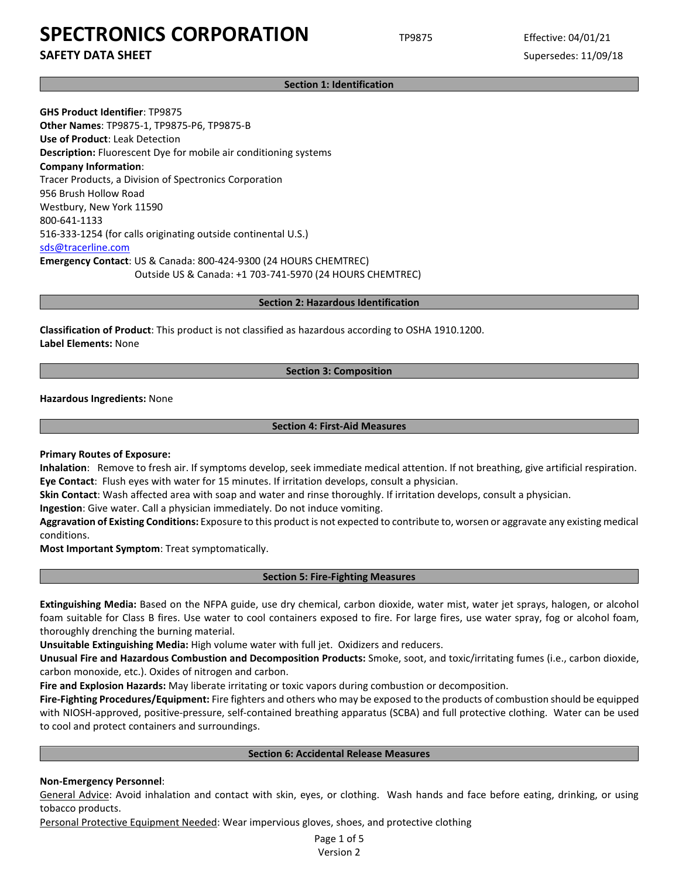# SPECTRONICS CORPORATION

**SAFETY DATA SHEET**

TP9875

Effective: 04/01/21

Supersedes: 11/09/18

## Section 1: Identification

**GHS Product Identifier**: TP9875
**Other Names**: TP9875-1, TP9875-P6, TP9875-B
**Use of Product**: Leak Detection
**Description:** Fluorescent Dye for mobile air conditioning systems
**Company Information**:
Tracer Products, a Division of Spectronics Corporation
956 Brush Hollow Road
Westbury, New York 11590
800-641-1133
516-333-1254 (for calls originating outside continental U.S.)
sds@tracerline.com
**Emergency Contact**: US & Canada: 800-424-9300 (24 HOURS CHEMTREC)
Outside US & Canada: +1 703-741-5970 (24 HOURS CHEMTREC)

## Section 2: Hazardous Identification

**Classification of Product**: This product is not classified as hazardous according to OSHA 1910.1200.
**Label Elements:** None

## Section 3: Composition

**Hazardous Ingredients:** None

## Section 4: First-Aid Measures

**Primary Routes of Exposure:**
**Inhalation**: Remove to fresh air. If symptoms develop, seek immediate medical attention. If not breathing, give artificial respiration.
**Eye Contact**: Flush eyes with water for 15 minutes. If irritation develops, consult a physician.
**Skin Contact**: Wash affected area with soap and water and rinse thoroughly. If irritation develops, consult a physician.
**Ingestion**: Give water. Call a physician immediately. Do not induce vomiting.
**Aggravation of Existing Conditions:** Exposure to this product is not expected to contribute to, worsen or aggravate any existing medical conditions.
**Most Important Symptom**: Treat symptomatically.

## Section 5: Fire-Fighting Measures

**Extinguishing Media:** Based on the NFPA guide, use dry chemical, carbon dioxide, water mist, water jet sprays, halogen, or alcohol foam suitable for Class B fires. Use water to cool containers exposed to fire. For large fires, use water spray, fog or alcohol foam, thoroughly drenching the burning material.
**Unsuitable Extinguishing Media:** High volume water with full jet. Oxidizers and reducers.
**Unusual Fire and Hazardous Combustion and Decomposition Products:** Smoke, soot, and toxic/irritating fumes (i.e., carbon dioxide, carbon monoxide, etc.). Oxides of nitrogen and carbon.
**Fire and Explosion Hazards:** May liberate irritating or toxic vapors during combustion or decomposition.
**Fire-Fighting Procedures/Equipment:** Fire fighters and others who may be exposed to the products of combustion should be equipped with NIOSH-approved, positive-pressure, self-contained breathing apparatus (SCBA) and full protective clothing. Water can be used to cool and protect containers and surroundings.

## Section 6: Accidental Release Measures

**Non-Emergency Personnel**:
General Advice: Avoid inhalation and contact with skin, eyes, or clothing. Wash hands and face before eating, drinking, or using tobacco products.
Personal Protective Equipment Needed: Wear impervious gloves, shoes, and protective clothing

Version 2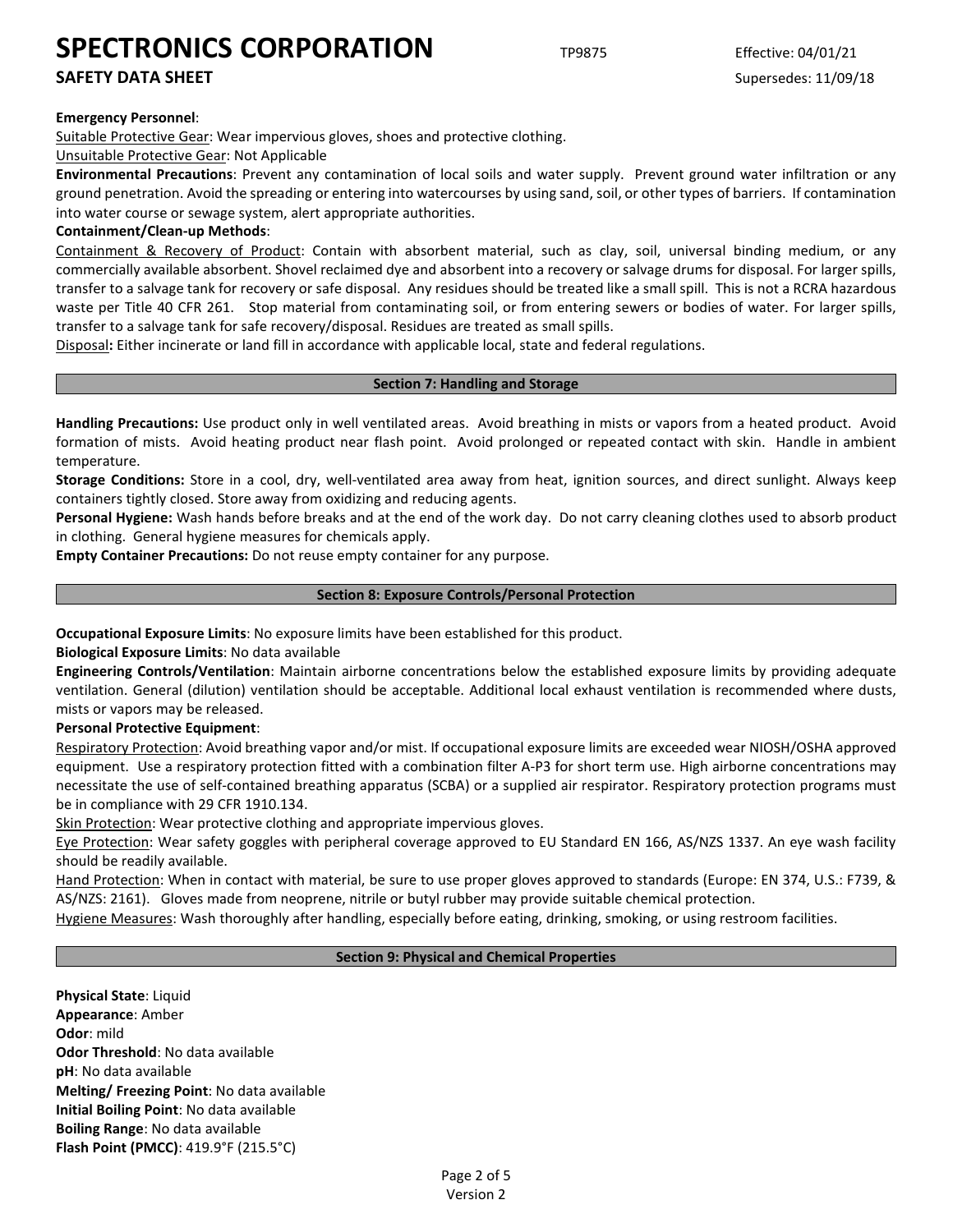**Emergency Personnel**:

Suitable Protective Gear: Wear impervious gloves, shoes and protective clothing.

Unsuitable Protective Gear: Not Applicable

**Environmental Precautions**: Prevent any contamination of local soils and water supply. Prevent ground water infiltration or any ground penetration. Avoid the spreading or entering into watercourses by using sand, soil, or other types of barriers. If contamination into water course or sewage system, alert appropriate authorities.

**Containment/Clean-up Methods**:

Containment & Recovery of Product: Contain with absorbent material, such as clay, soil, universal binding medium, or any commercially available absorbent. Shovel reclaimed dye and absorbent into a recovery or salvage drums for disposal. For larger spills, transfer to a salvage tank for recovery or safe disposal. Any residues should be treated like a small spill. This is not a RCRA hazardous waste per Title 40 CFR 261. Stop material from contaminating soil, or from entering sewers or bodies of water. For larger spills, transfer to a salvage tank for safe recovery/disposal. Residues are treated as small spills.

Disposal**:** Either incinerate or land fill in accordance with applicable local, state and federal regulations.

## Section 7: Handling and Storage

**Handling Precautions:** Use product only in well ventilated areas. Avoid breathing in mists or vapors from a heated product. Avoid formation of mists. Avoid heating product near flash point. Avoid prolonged or repeated contact with skin. Handle in ambient temperature.

**Storage Conditions:** Store in a cool, dry, well-ventilated area away from heat, ignition sources, and direct sunlight. Always keep containers tightly closed. Store away from oxidizing and reducing agents.

**Personal Hygiene:** Wash hands before breaks and at the end of the work day. Do not carry cleaning clothes used to absorb product in clothing. General hygiene measures for chemicals apply.

**Empty Container Precautions:** Do not reuse empty container for any purpose.

## Section 8: Exposure Controls/Personal Protection

**Occupational Exposure Limits**: No exposure limits have been established for this product.

**Biological Exposure Limits**: No data available

**Engineering Controls/Ventilation**: Maintain airborne concentrations below the established exposure limits by providing adequate ventilation. General (dilution) ventilation should be acceptable. Additional local exhaust ventilation is recommended where dusts, mists or vapors may be released.

**Personal Protective Equipment**:

Respiratory Protection: Avoid breathing vapor and/or mist. If occupational exposure limits are exceeded wear NIOSH/OSHA approved equipment. Use a respiratory protection fitted with a combination filter A-P3 for short term use. High airborne concentrations may necessitate the use of self-contained breathing apparatus (SCBA) or a supplied air respirator. Respiratory protection programs must be in compliance with 29 CFR 1910.134.

Skin Protection: Wear protective clothing and appropriate impervious gloves.

Eye Protection: Wear safety goggles with peripheral coverage approved to EU Standard EN 166, AS/NZS 1337. An eye wash facility should be readily available.

Hand Protection: When in contact with material, be sure to use proper gloves approved to standards (Europe: EN 374, U.S.: F739, & AS/NZS: 2161). Gloves made from neoprene, nitrile or butyl rubber may provide suitable chemical protection.

Hygiene Measures: Wash thoroughly after handling, especially before eating, drinking, smoking, or using restroom facilities.

## Section 9: Physical and Chemical Properties

**Physical State**: Liquid

**Appearance**: Amber

**Odor**: mild

**Odor Threshold**: No data available

**pH**: No data available

**Melting/ Freezing Point**: No data available

**Initial Boiling Point**: No data available

**Boiling Range**: No data available

**Flash Point (PMCC)**: 419.9°F (215.5°C)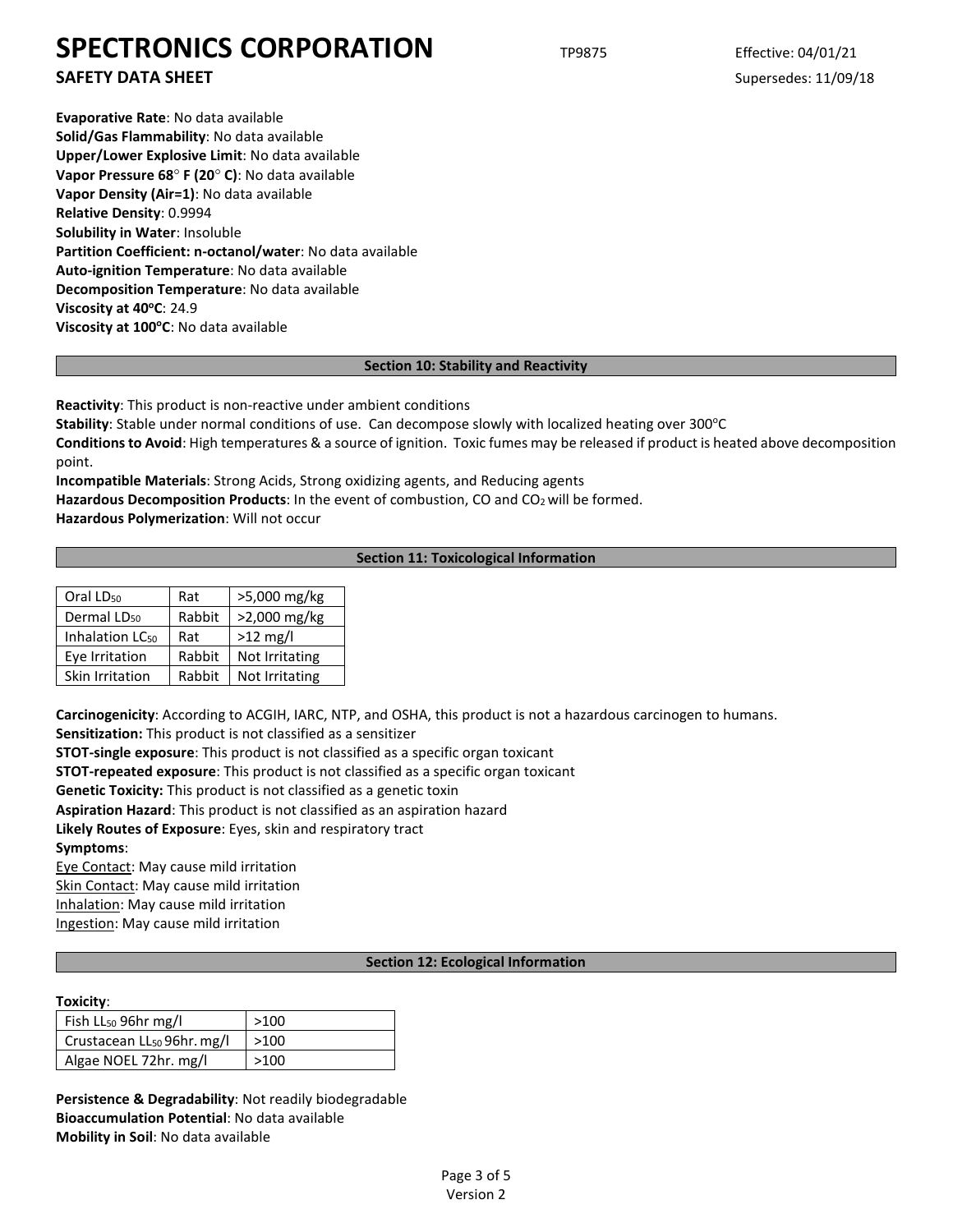**Evaporative Rate**: No data available
**Solid/Gas Flammability**: No data available
**Upper/Lower Explosive Limit**: No data available
**Vapor Pressure 68° F (20° C)**: No data available
**Vapor Density (Air=1)**: No data available
**Relative Density**: 0.9994
**Solubility in Water**: Insoluble
**Partition Coefficient: n-octanol/water**: No data available
**Auto-ignition Temperature**: No data available
**Decomposition Temperature**: No data available
**Viscosity at 40°C**: 24.9
**Viscosity at 100°C**: No data available

## Section 10: Stability and Reactivity

**Reactivity**: This product is non-reactive under ambient conditions
**Stability**: Stable under normal conditions of use. Can decompose slowly with localized heating over 300°C
**Conditions to Avoid**: High temperatures & a source of ignition. Toxic fumes may be released if product is heated above decomposition point.
**Incompatible Materials**: Strong Acids, Strong oxidizing agents, and Reducing agents
**Hazardous Decomposition Products**: In the event of combustion, CO and $CO_2$ will be formed.
**Hazardous Polymerization**: Will not occur

## Section 11: Toxicological Information

| | | |
|---|---|---|
| Oral $LD_{50}$ | Rat | >5,000 mg/kg |
| Dermal $LD_{50}$ | Rabbit | >2,000 mg/kg |
| Inhalation $LC_{50}$ | Rat | >12 mg/l |
| Eye Irritation | Rabbit | Not Irritating |
| Skin Irritation | Rabbit | Not Irritating |

**Carcinogenicity**: According to ACGIH, IARC, NTP, and OSHA, this product is not a hazardous carcinogen to humans.
**Sensitization:** This product is not classified as a sensitizer
**STOT-single exposure**: This product is not classified as a specific organ toxicant
**STOT-repeated exposure**: This product is not classified as a specific organ toxicant
**Genetic Toxicity:** This product is not classified as a genetic toxin
**Aspiration Hazard**: This product is not classified as an aspiration hazard
**Likely Routes of Exposure**: Eyes, skin and respiratory tract
**Symptoms**:
Eye Contact: May cause mild irritation
Skin Contact: May cause mild irritation
Inhalation: May cause mild irritation
Ingestion: May cause mild irritation

## Section 12: Ecological Information

**Toxicity**:

| | |
|---|---|
| Fish $LL_{50}$ 96hr mg/l | >100 |
| Crustacean $LL_{50}$ 96hr. mg/l | >100 |
| Algae NOEL 72hr. mg/l | >100 |

**Persistence & Degradability**: Not readily biodegradable
**Bioaccumulation Potential**: No data available
**Mobility in Soil**: No data available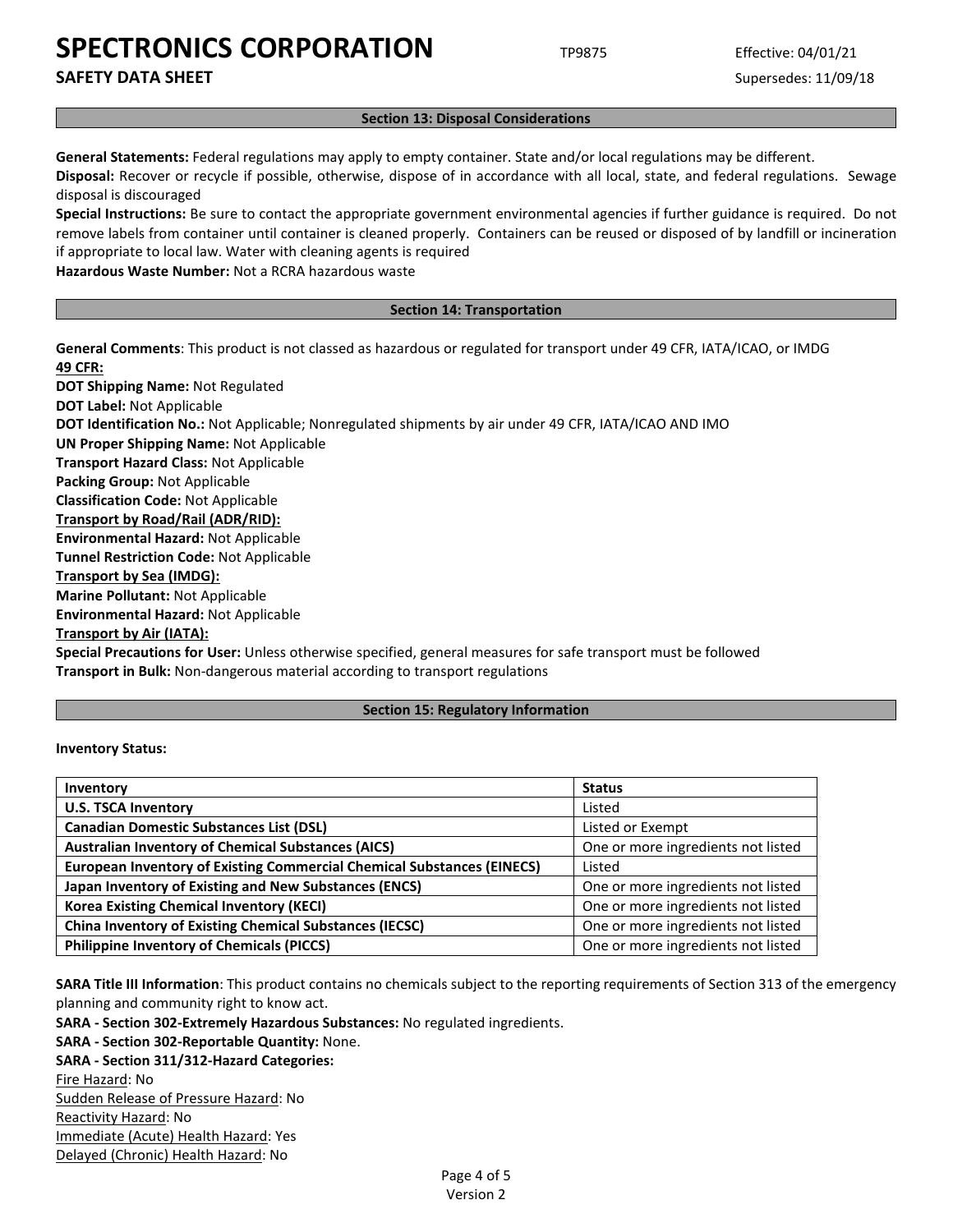## Section 13: Disposal Considerations

**General Statements:** Federal regulations may apply to empty container. State and/or local regulations may be different.

**Disposal:** Recover or recycle if possible, otherwise, dispose of in accordance with all local, state, and federal regulations. Sewage disposal is discouraged

**Special Instructions:** Be sure to contact the appropriate government environmental agencies if further guidance is required. Do not remove labels from container until container is cleaned properly. Containers can be reused or disposed of by landfill or incineration if appropriate to local law. Water with cleaning agents is required

**Hazardous Waste Number:** Not a RCRA hazardous waste

## Section 14: Transportation

**General Comments**: This product is not classed as hazardous or regulated for transport under 49 CFR, IATA/ICAO, or IMDG

**49 CFR:**

**DOT Shipping Name:** Not Regulated

**DOT Label:** Not Applicable

**DOT Identification No.:** Not Applicable; Nonregulated shipments by air under 49 CFR, IATA/ICAO AND IMO

**UN Proper Shipping Name:** Not Applicable

**Transport Hazard Class:** Not Applicable

**Packing Group:** Not Applicable

**Classification Code:** Not Applicable

**Transport by Road/Rail (ADR/RID):**

**Environmental Hazard:** Not Applicable

**Tunnel Restriction Code:** Not Applicable

**Transport by Sea (IMDG):**

**Marine Pollutant:** Not Applicable

**Environmental Hazard:** Not Applicable

**Transport by Air (IATA):**

**Special Precautions for User:** Unless otherwise specified, general measures for safe transport must be followed

**Transport in Bulk:** Non-dangerous material according to transport regulations

## Section 15: Regulatory Information

**Inventory Status:**

| Inventory | Status |
|---|---|
| **U.S. TSCA Inventory** | Listed |
| **Canadian Domestic Substances List (DSL)** | Listed or Exempt |
| **Australian Inventory of Chemical Substances (AICS)** | One or more ingredients not listed |
| **European Inventory of Existing Commercial Chemical Substances (EINECS)** | Listed |
| **Japan Inventory of Existing and New Substances (ENCS)** | One or more ingredients not listed |
| **Korea Existing Chemical Inventory (KECI)** | One or more ingredients not listed |
| **China Inventory of Existing Chemical Substances (IECSC)** | One or more ingredients not listed |
| **Philippine Inventory of Chemicals (PICCS)** | One or more ingredients not listed |

**SARA Title III Information**: This product contains no chemicals subject to the reporting requirements of Section 313 of the emergency planning and community right to know act.

**SARA - Section 302-Extremely Hazardous Substances:** No regulated ingredients.

**SARA - Section 302-Reportable Quantity:** None.

**SARA - Section 311/312-Hazard Categories:**

Fire Hazard: No

Sudden Release of Pressure Hazard: No

Reactivity Hazard: No

Immediate (Acute) Health Hazard: Yes

Delayed (Chronic) Health Hazard: No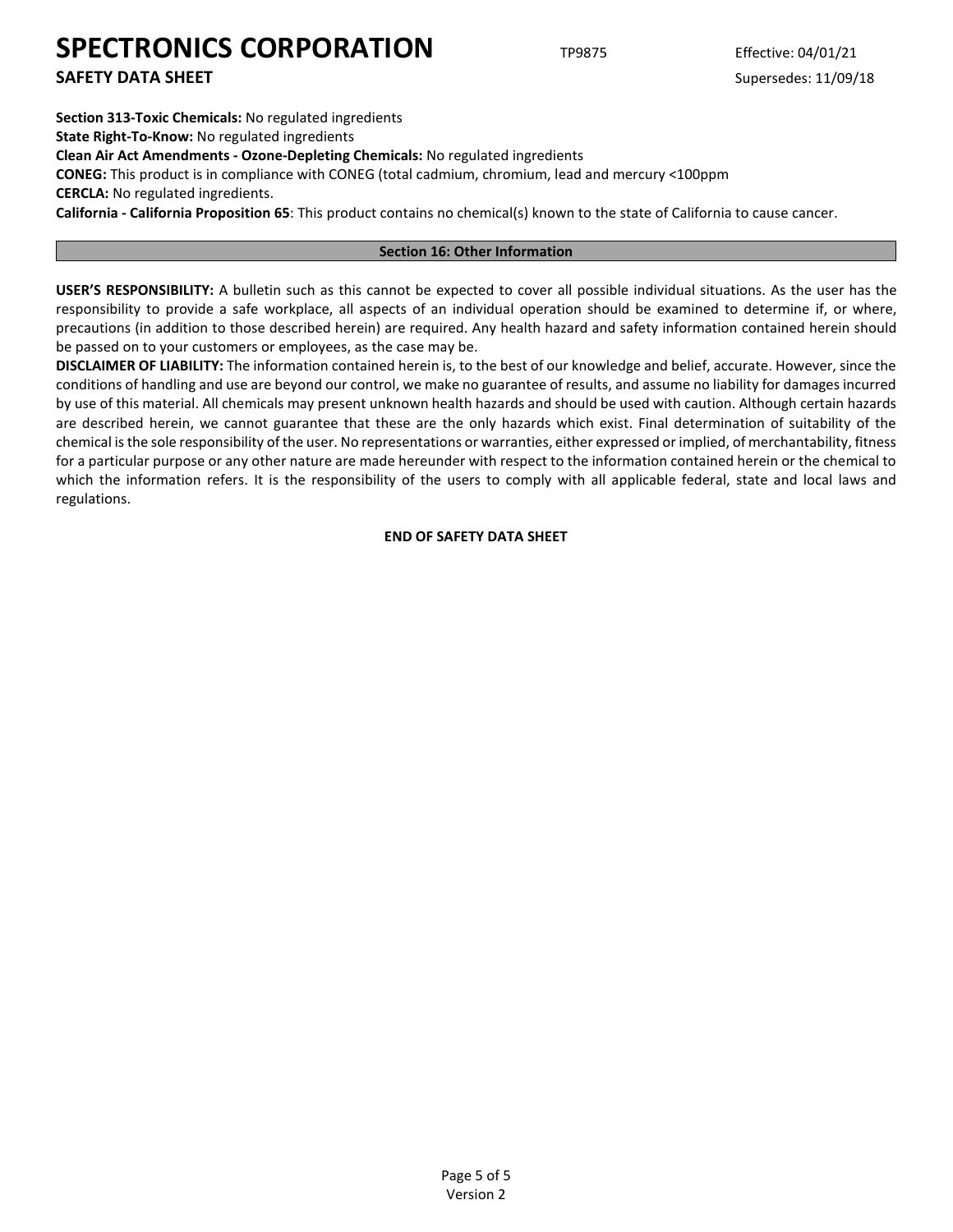**Section 313-Toxic Chemicals:** No regulated ingredients

**State Right-To-Know:** No regulated ingredients

**Clean Air Act Amendments - Ozone-Depleting Chemicals:** No regulated ingredients

**CONEG:** This product is in compliance with CONEG (total cadmium, chromium, lead and mercury <100ppm

**CERCLA:** No regulated ingredients.

**California - California Proposition 65**: This product contains no chemical(s) known to the state of California to cause cancer.

## Section 16: Other Information

**USER'S RESPONSIBILITY:** A bulletin such as this cannot be expected to cover all possible individual situations. As the user has the responsibility to provide a safe workplace, all aspects of an individual operation should be examined to determine if, or where, precautions (in addition to those described herein) are required. Any health hazard and safety information contained herein should be passed on to your customers or employees, as the case may be.

**DISCLAIMER OF LIABILITY:** The information contained herein is, to the best of our knowledge and belief, accurate. However, since the conditions of handling and use are beyond our control, we make no guarantee of results, and assume no liability for damages incurred by use of this material. All chemicals may present unknown health hazards and should be used with caution. Although certain hazards are described herein, we cannot guarantee that these are the only hazards which exist. Final determination of suitability of the chemical is the sole responsibility of the user. No representations or warranties, either expressed or implied, of merchantability, fitness for a particular purpose or any other nature are made hereunder with respect to the information contained herein or the chemical to which the information refers. It is the responsibility of the users to comply with all applicable federal, state and local laws and regulations.

**END OF SAFETY DATA SHEET**